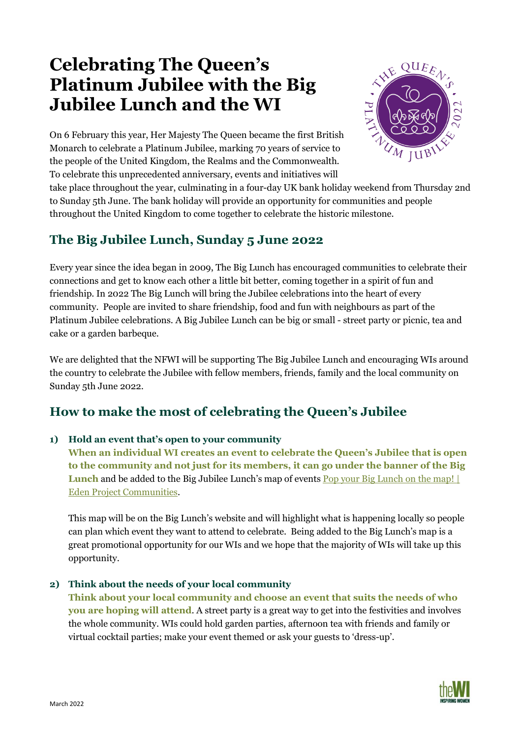# Celebrating The Queen's Platinum Jubilee with the Big Jubilee Lunch and the WI

On 6 February this year, Her Majesty The Queen became the first British Monarch to celebrate a Platinum Jubilee, marking 70 years of service to the people of the United Kingdom, the Realms and the Commonwealth. To celebrate this unprecedented anniversary, events and initiatives will take place throughout the year, culminating in a four-day UK bank holiday weekend from Thursday 2nd to Sunday 5th June. The bank holiday will provide an opportunity for communities and people throughout the United Kingdom to come together to celebrate the historic milestone.

## The Big Jubilee Lunch, Sunday 5 June 2022

Every year since the idea began in 2009, The Big Lunch has encouraged communities to celebrate their connections and get to know each other a little bit better, coming together in a spirit of fun and friendship. In 2022 The Big Lunch will bring the Jubilee celebrations into the heart of every community. People are invited to share friendship, food and fun with neighbours as part of the Platinum Jubilee celebrations. A Big Jubilee Lunch can be big or small - street party or picnic, tea and cake or a garden barbeque.

We are delighted that the NFWI will be supporting The Big Jubilee Lunch and encouraging WIs around the country to celebrate the Jubilee with fellow members, friends, family and the local community on Sunday 5th June 2022.

## How to make the most of celebrating the Queen's Jubilee

1) **Hold an event that's open to your community**

   **When an individual WI creates an event to celebrate the Queen's Jubilee that is open to the community and not just for its members, it can go under the banner of the Big Lunch** and be added to the Big Jubilee Lunch's map of events Pop your Big Lunch on the map! | Eden Project Communities.

   This map will be on the Big Lunch's website and will highlight what is happening locally so people can plan which event they want to attend to celebrate. Being added to the Big Lunch's map is a great promotional opportunity for our WIs and we hope that the majority of WIs will take up this opportunity.

2) **Think about the needs of your local community**

   **Think about your local community and choose an event that suits the needs of who you are hoping will attend**. A street party is a great way to get into the festivities and involves the whole community. WIs could hold garden parties, afternoon tea with friends and family or virtual cocktail parties; make your event themed or ask your guests to 'dress-up'.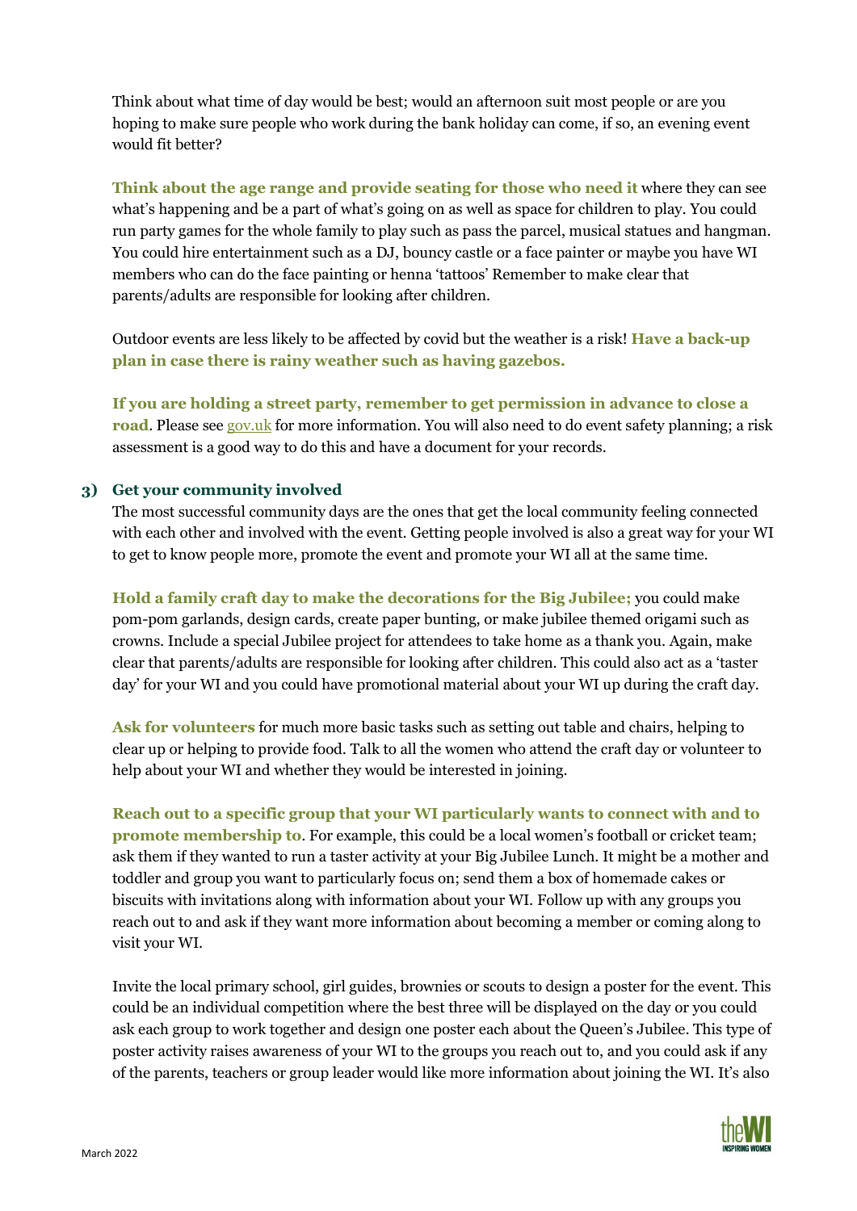Think about what time of day would be best; would an afternoon suit most people or are you hoping to make sure people who work during the bank holiday can come, if so, an evening event would fit better?

**Think about the age range and provide seating for those who need it** where they can see what's happening and be a part of what's going on as well as space for children to play. You could run party games for the whole family to play such as pass the parcel, musical statues and hangman. You could hire entertainment such as a DJ, bouncy castle or a face painter or maybe you have WI members who can do the face painting or henna 'tattoos' Remember to make clear that parents/adults are responsible for looking after children.

Outdoor events are less likely to be affected by covid but the weather is a risk! **Have a back-up plan in case there is rainy weather such as having gazebos.**

**If you are holding a street party, remember to get permission in advance to close a road**. Please see gov.uk for more information. You will also need to do event safety planning; a risk assessment is a good way to do this and have a document for your records.

### 3) Get your community involved

The most successful community days are the ones that get the local community feeling connected with each other and involved with the event. Getting people involved is also a great way for your WI to get to know people more, promote the event and promote your WI all at the same time.

**Hold a family craft day to make the decorations for the Big Jubilee;** you could make pom-pom garlands, design cards, create paper bunting, or make jubilee themed origami such as crowns. Include a special Jubilee project for attendees to take home as a thank you. Again, make clear that parents/adults are responsible for looking after children. This could also act as a 'taster day' for your WI and you could have promotional material about your WI up during the craft day.

**Ask for volunteers** for much more basic tasks such as setting out table and chairs, helping to clear up or helping to provide food. Talk to all the women who attend the craft day or volunteer to help about your WI and whether they would be interested in joining.

**Reach out to a specific group that your WI particularly wants to connect with and to promote membership to**. For example, this could be a local women's football or cricket team; ask them if they wanted to run a taster activity at your Big Jubilee Lunch. It might be a mother and toddler and group you want to particularly focus on; send them a box of homemade cakes or biscuits with invitations along with information about your WI. Follow up with any groups you reach out to and ask if they want more information about becoming a member or coming along to visit your WI.

Invite the local primary school, girl guides, brownies or scouts to design a poster for the event. This could be an individual competition where the best three will be displayed on the day or you could ask each group to work together and design one poster each about the Queen's Jubilee. This type of poster activity raises awareness of your WI to the groups you reach out to, and you could ask if any of the parents, teachers or group leader would like more information about joining the WI. It's also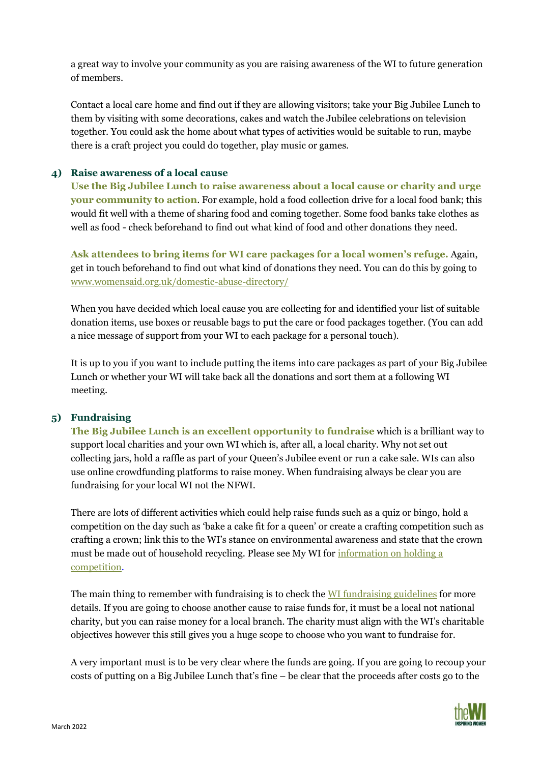a great way to involve your community as you are raising awareness of the WI to future generation of members.

Contact a local care home and find out if they are allowing visitors; take your Big Jubilee Lunch to them by visiting with some decorations, cakes and watch the Jubilee celebrations on television together. You could ask the home about what types of activities would be suitable to run, maybe there is a craft project you could do together, play music or games.

### 4) Raise awareness of a local cause

**Use the Big Jubilee Lunch to raise awareness about a local cause or charity and urge your community to action**. For example, hold a food collection drive for a local food bank; this would fit well with a theme of sharing food and coming together. Some food banks take clothes as well as food - check beforehand to find out what kind of food and other donations they need.

**Ask attendees to bring items for WI care packages for a local women's refuge.** Again, get in touch beforehand to find out what kind of donations they need. You can do this by going to www.womensaid.org.uk/domestic-abuse-directory/

When you have decided which local cause you are collecting for and identified your list of suitable donation items, use boxes or reusable bags to put the care or food packages together. (You can add a nice message of support from your WI to each package for a personal touch).

It is up to you if you want to include putting the items into care packages as part of your Big Jubilee Lunch or whether your WI will take back all the donations and sort them at a following WI meeting.

### 5) Fundraising

**The Big Jubilee Lunch is an excellent opportunity to fundraise** which is a brilliant way to support local charities and your own WI which is, after all, a local charity. Why not set out collecting jars, hold a raffle as part of your Queen's Jubilee event or run a cake sale. WIs can also use online crowdfunding platforms to raise money. When fundraising always be clear you are fundraising for your local WI not the NFWI.

There are lots of different activities which could help raise funds such as a quiz or bingo, hold a competition on the day such as 'bake a cake fit for a queen' or create a crafting competition such as crafting a crown; link this to the WI's stance on environmental awareness and state that the crown must be made out of household recycling. Please see My WI for information on holding a competition.

The main thing to remember with fundraising is to check the WI fundraising guidelines for more details. If you are going to choose another cause to raise funds for, it must be a local not national charity, but you can raise money for a local branch. The charity must align with the WI's charitable objectives however this still gives you a huge scope to choose who you want to fundraise for.

A very important must is to be very clear where the funds are going. If you are going to recoup your costs of putting on a Big Jubilee Lunch that's fine – be clear that the proceeds after costs go to the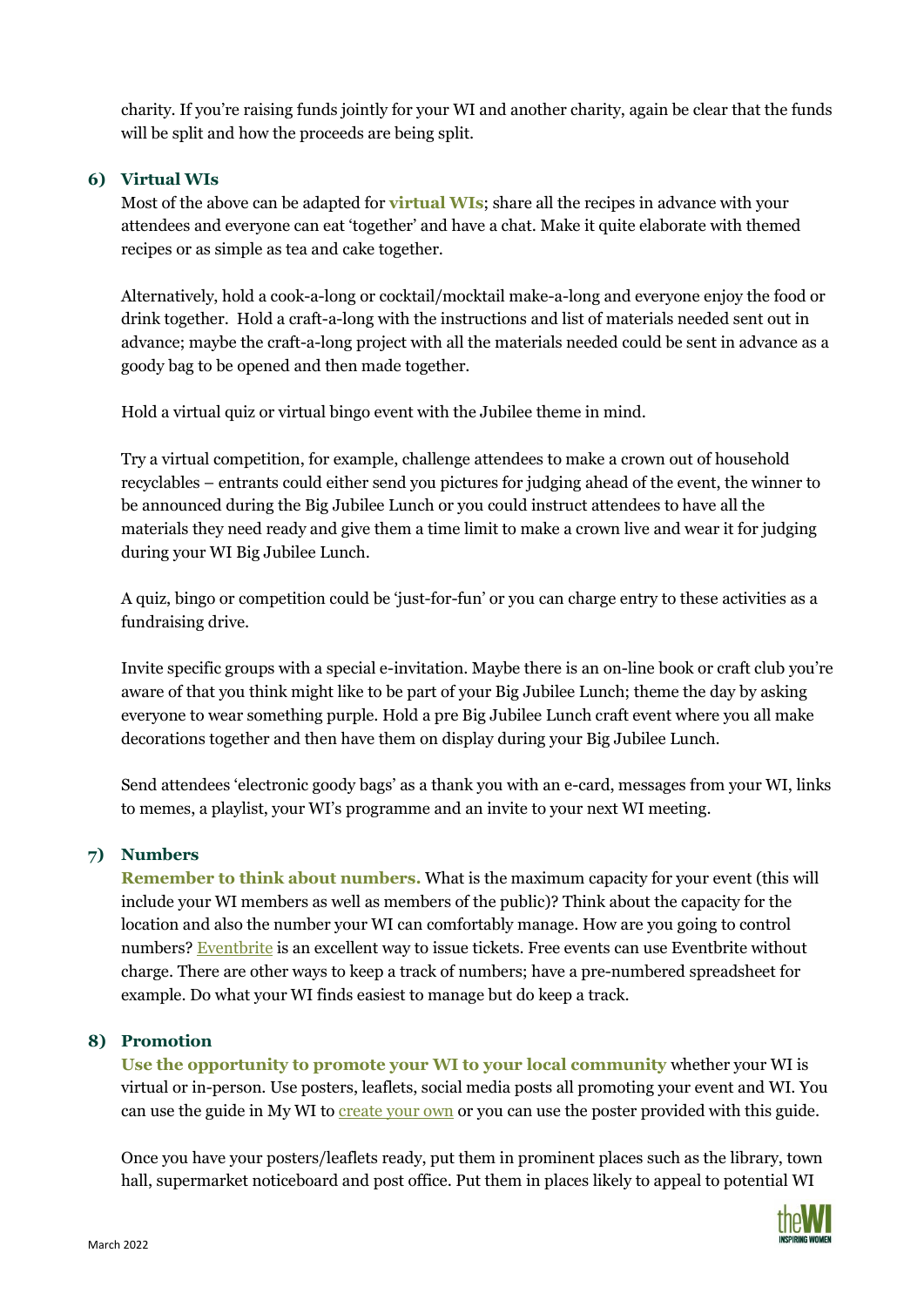charity. If you're raising funds jointly for your WI and another charity, again be clear that the funds will be split and how the proceeds are being split.

### 6) Virtual WIs

Most of the above can be adapted for **virtual WIs**; share all the recipes in advance with your attendees and everyone can eat 'together' and have a chat. Make it quite elaborate with themed recipes or as simple as tea and cake together.

Alternatively, hold a cook-a-long or cocktail/mocktail make-a-long and everyone enjoy the food or drink together. Hold a craft-a-long with the instructions and list of materials needed sent out in advance; maybe the craft-a-long project with all the materials needed could be sent in advance as a goody bag to be opened and then made together.

Hold a virtual quiz or virtual bingo event with the Jubilee theme in mind.

Try a virtual competition, for example, challenge attendees to make a crown out of household recyclables – entrants could either send you pictures for judging ahead of the event, the winner to be announced during the Big Jubilee Lunch or you could instruct attendees to have all the materials they need ready and give them a time limit to make a crown live and wear it for judging during your WI Big Jubilee Lunch.

A quiz, bingo or competition could be 'just-for-fun' or you can charge entry to these activities as a fundraising drive.

Invite specific groups with a special e-invitation. Maybe there is an on-line book or craft club you're aware of that you think might like to be part of your Big Jubilee Lunch; theme the day by asking everyone to wear something purple. Hold a pre Big Jubilee Lunch craft event where you all make decorations together and then have them on display during your Big Jubilee Lunch.

Send attendees 'electronic goody bags' as a thank you with an e-card, messages from your WI, links to memes, a playlist, your WI's programme and an invite to your next WI meeting.

### 7) Numbers

**Remember to think about numbers.** What is the maximum capacity for your event (this will include your WI members as well as members of the public)? Think about the capacity for the location and also the number your WI can comfortably manage. How are you going to control numbers? Eventbrite is an excellent way to issue tickets. Free events can use Eventbrite without charge. There are other ways to keep a track of numbers; have a pre-numbered spreadsheet for example. Do what your WI finds easiest to manage but do keep a track.

### 8) Promotion

**Use the opportunity to promote your WI to your local community** whether your WI is virtual or in-person. Use posters, leaflets, social media posts all promoting your event and WI. You can use the guide in My WI to create your own or you can use the poster provided with this guide.

Once you have your posters/leaflets ready, put them in prominent places such as the library, town hall, supermarket noticeboard and post office. Put them in places likely to appeal to potential WI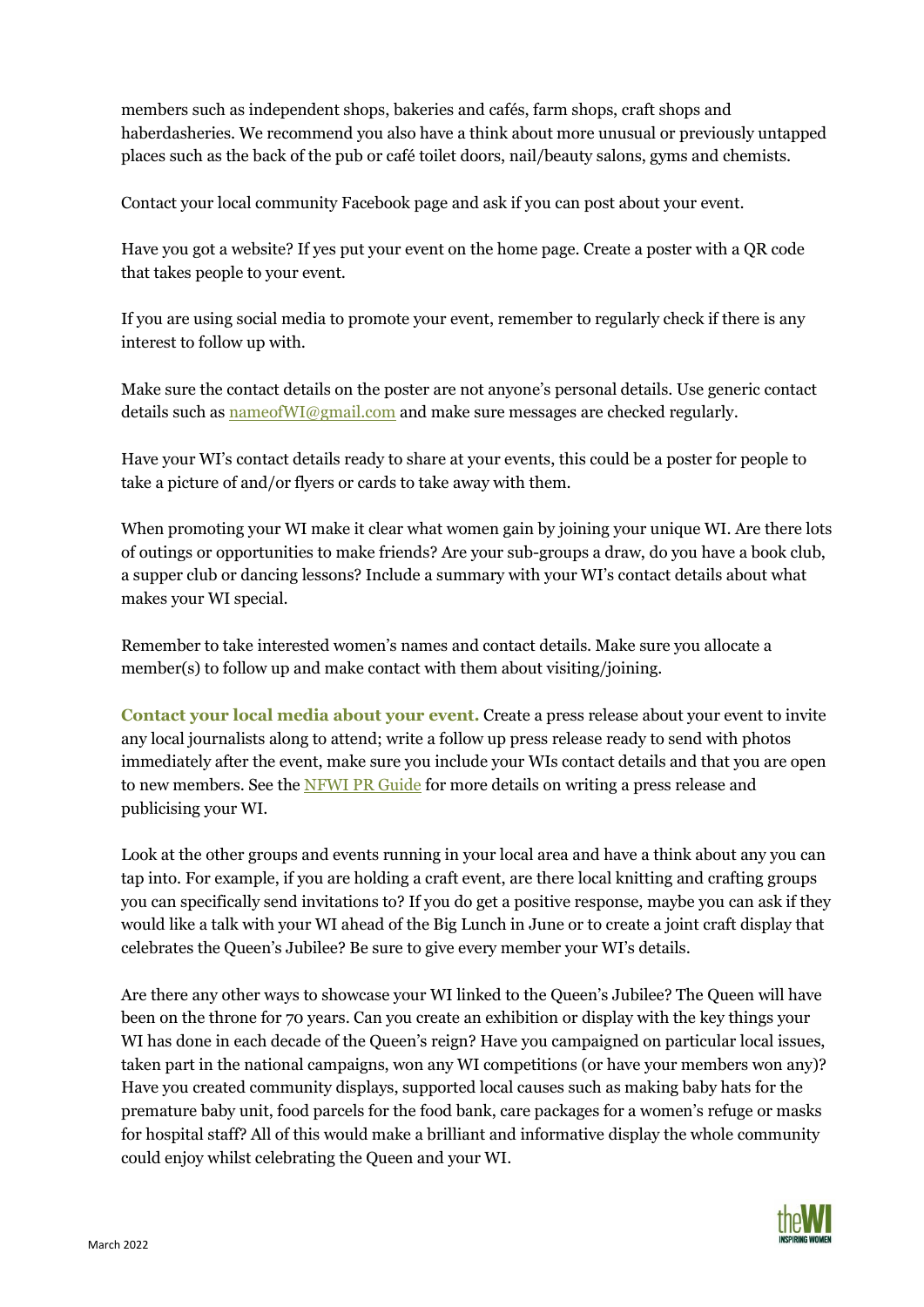members such as independent shops, bakeries and cafés, farm shops, craft shops and haberdasheries. We recommend you also have a think about more unusual or previously untapped places such as the back of the pub or café toilet doors, nail/beauty salons, gyms and chemists.

Contact your local community Facebook page and ask if you can post about your event.

Have you got a website? If yes put your event on the home page. Create a poster with a QR code that takes people to your event.

If you are using social media to promote your event, remember to regularly check if there is any interest to follow up with.

Make sure the contact details on the poster are not anyone's personal details. Use generic contact details such as [nameofWI@gmail.com](mailto:nameofWI@gmail.com) and make sure messages are checked regularly.

Have your WI's contact details ready to share at your events, this could be a poster for people to take a picture of and/or flyers or cards to take away with them.

When promoting your WI make it clear what women gain by joining your unique WI. Are there lots of outings or opportunities to make friends? Are your sub-groups a draw, do you have a book club, a supper club or dancing lessons? Include a summary with your WI's contact details about what makes your WI special.

Remember to take interested women's names and contact details. Make sure you allocate a member(s) to follow up and make contact with them about visiting/joining.

**Contact your local media about your event.** Create a press release about your event to invite any local journalists along to attend; write a follow up press release ready to send with photos immediately after the event, make sure you include your WIs contact details and that you are open to new members. See the NFWI PR Guide for more details on writing a press release and publicising your WI.

Look at the other groups and events running in your local area and have a think about any you can tap into. For example, if you are holding a craft event, are there local knitting and crafting groups you can specifically send invitations to? If you do get a positive response, maybe you can ask if they would like a talk with your WI ahead of the Big Lunch in June or to create a joint craft display that celebrates the Queen's Jubilee? Be sure to give every member your WI's details.

Are there any other ways to showcase your WI linked to the Queen's Jubilee? The Queen will have been on the throne for 70 years. Can you create an exhibition or display with the key things your WI has done in each decade of the Queen's reign? Have you campaigned on particular local issues, taken part in the national campaigns, won any WI competitions (or have your members won any)? Have you created community displays, supported local causes such as making baby hats for the premature baby unit, food parcels for the food bank, care packages for a women's refuge or masks for hospital staff? All of this would make a brilliant and informative display the whole community could enjoy whilst celebrating the Queen and your WI.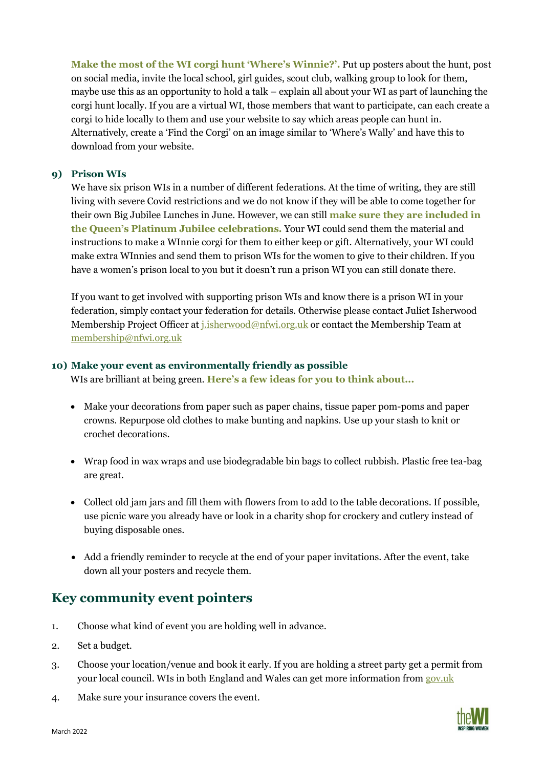**Make the most of the WI corgi hunt 'Where's Winnie?'.** Put up posters about the hunt, post on social media, invite the local school, girl guides, scout club, walking group to look for them, maybe use this as an opportunity to hold a talk – explain all about your WI as part of launching the corgi hunt locally. If you are a virtual WI, those members that want to participate, can each create a corgi to hide locally to them and use your website to say which areas people can hunt in. Alternatively, create a 'Find the Corgi' on an image similar to 'Where's Wally' and have this to download from your website.

### 9) Prison WIs

We have six prison WIs in a number of different federations. At the time of writing, they are still living with severe Covid restrictions and we do not know if they will be able to come together for their own Big Jubilee Lunches in June. However, we can still **make sure they are included in the Queen's Platinum Jubilee celebrations.** Your WI could send them the material and instructions to make a WInnie corgi for them to either keep or gift. Alternatively, your WI could make extra WInnies and send them to prison WIs for the women to give to their children. If you have a women's prison local to you but it doesn't run a prison WI you can still donate there.

If you want to get involved with supporting prison WIs and know there is a prison WI in your federation, simply contact your federation for details. Otherwise please contact Juliet Isherwood Membership Project Officer at j.isherwood@nfwi.org.uk or contact the Membership Team at membership@nfwi.org.uk

### 10) Make your event as environmentally friendly as possible

WIs are brilliant at being green. **Here's a few ideas for you to think about…**

- Make your decorations from paper such as paper chains, tissue paper pom-poms and paper crowns. Repurpose old clothes to make bunting and napkins. Use up your stash to knit or crochet decorations.
- Wrap food in wax wraps and use biodegradable bin bags to collect rubbish. Plastic free tea-bag are great.
- Collect old jam jars and fill them with flowers from to add to the table decorations. If possible, use picnic ware you already have or look in a charity shop for crockery and cutlery instead of buying disposable ones.
- Add a friendly reminder to recycle at the end of your paper invitations. After the event, take down all your posters and recycle them.

## Key community event pointers

1. Choose what kind of event you are holding well in advance.
2. Set a budget.
3. Choose your location/venue and book it early. If you are holding a street party get a permit from your local council. WIs in both England and Wales can get more information from gov.uk
4. Make sure your insurance covers the event.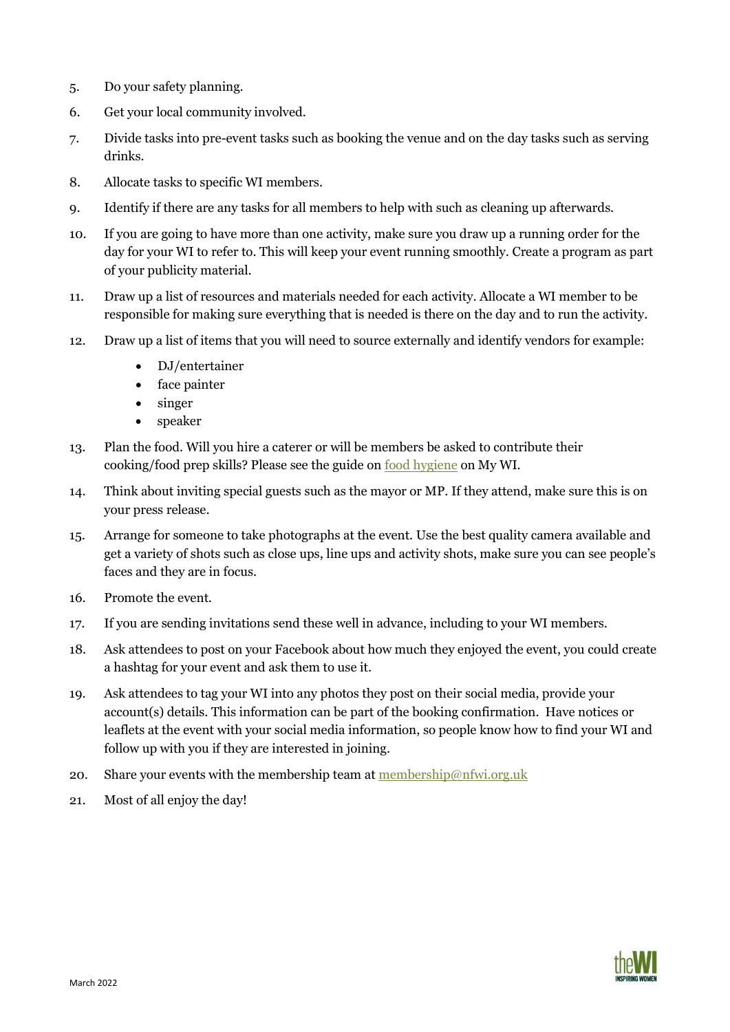5. Do your safety planning.
6. Get your local community involved.
7. Divide tasks into pre-event tasks such as booking the venue and on the day tasks such as serving drinks.
8. Allocate tasks to specific WI members.
9. Identify if there are any tasks for all members to help with such as cleaning up afterwards.
10. If you are going to have more than one activity, make sure you draw up a running order for the day for your WI to refer to. This will keep your event running smoothly. Create a program as part of your publicity material.
11. Draw up a list of resources and materials needed for each activity. Allocate a WI member to be responsible for making sure everything that is needed is there on the day and to run the activity.
12. Draw up a list of items that you will need to source externally and identify vendors for example:
    - DJ/entertainer
    - face painter
    - singer
    - speaker
13. Plan the food. Will you hire a caterer or will be members be asked to contribute their cooking/food prep skills? Please see the guide on food hygiene on My WI.
14. Think about inviting special guests such as the mayor or MP. If they attend, make sure this is on your press release.
15. Arrange for someone to take photographs at the event. Use the best quality camera available and get a variety of shots such as close ups, line ups and activity shots, make sure you can see people's faces and they are in focus.
16. Promote the event.
17. If you are sending invitations send these well in advance, including to your WI members.
18. Ask attendees to post on your Facebook about how much they enjoyed the event, you could create a hashtag for your event and ask them to use it.
19. Ask attendees to tag your WI into any photos they post on their social media, provide your account(s) details. This information can be part of the booking confirmation. Have notices or leaflets at the event with your social media information, so people know how to find your WI and follow up with you if they are interested in joining.
20. Share your events with the membership team at membership@nfwi.org.uk
21. Most of all enjoy the day!

March 2022